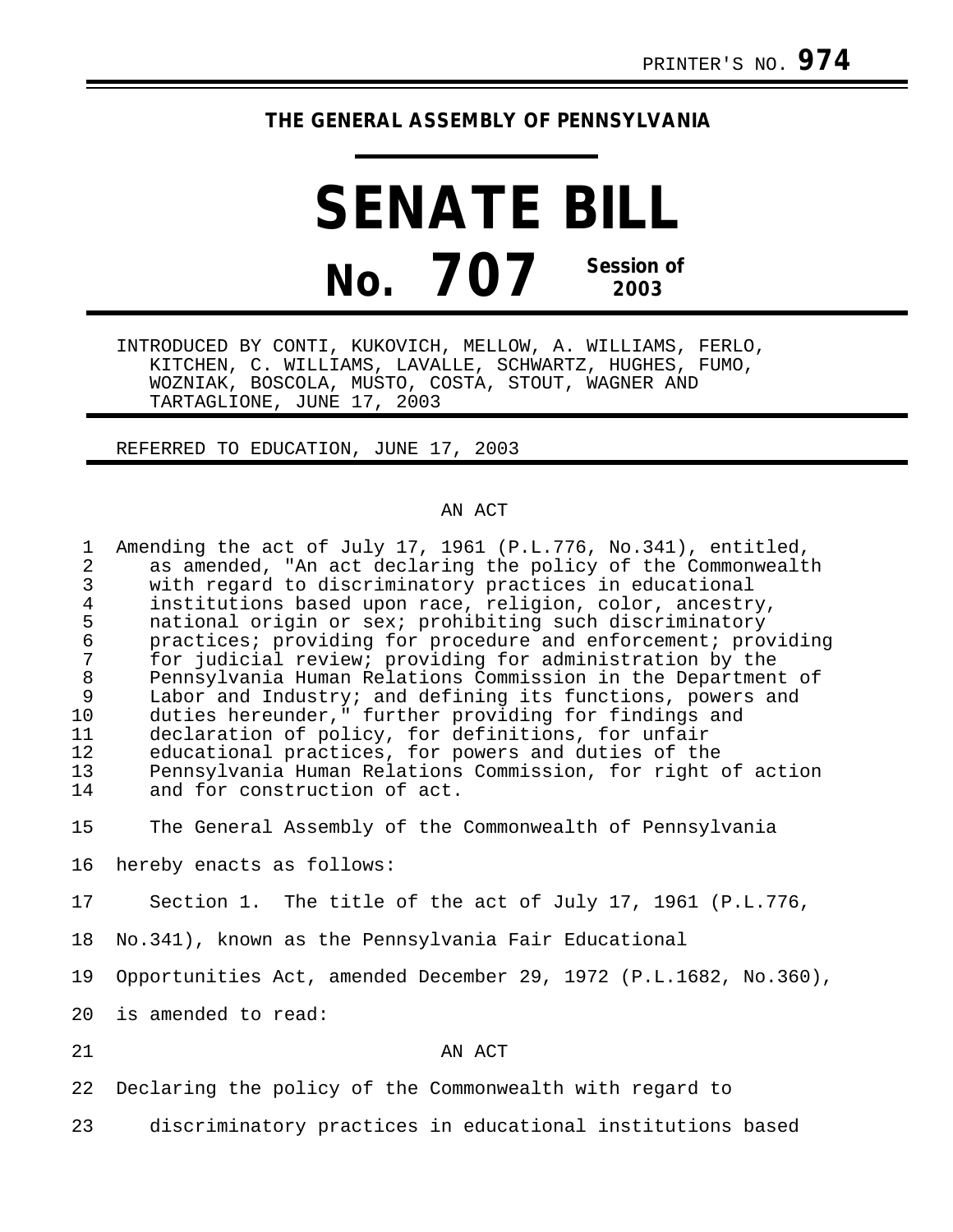PRINTER'S NO. **974**

**THE GENERAL ASSEMBLY OF PENNSYLVANIA**

# SENATE BILL

# No. 707

**Session of 2003**

INTRODUCED BY CONTI, KUKOVICH, MELLOW, A. WILLIAMS, FERLO, KITCHEN, C. WILLIAMS, LAVALLE, SCHWARTZ, HUGHES, FUMO, WOZNIAK, BOSCOLA, MUSTO, COSTA, STOUT, WAGNER AND TARTAGLIONE, JUNE 17, 2003

REFERRED TO EDUCATION, JUNE 17, 2003

AN ACT

Amending the act of July 17, 1961 (P.L.776, No.341), entitled, as amended, "An act declaring the policy of the Commonwealth with regard to discriminatory practices in educational institutions based upon race, religion, color, ancestry, national origin or sex; prohibiting such discriminatory practices; providing for procedure and enforcement; providing for judicial review; providing for administration by the Pennsylvania Human Relations Commission in the Department of Labor and Industry; and defining its functions, powers and duties hereunder," further providing for findings and declaration of policy, for definitions, for unfair educational practices, for powers and duties of the Pennsylvania Human Relations Commission, for right of action and for construction of act.

The General Assembly of the Commonwealth of Pennsylvania hereby enacts as follows:

Section 1. The title of the act of July 17, 1961 (P.L.776, No.341), known as the Pennsylvania Fair Educational Opportunities Act, amended December 29, 1972 (P.L.1682, No.360), is amended to read:

AN ACT

Declaring the policy of the Commonwealth with regard to discriminatory practices in educational institutions based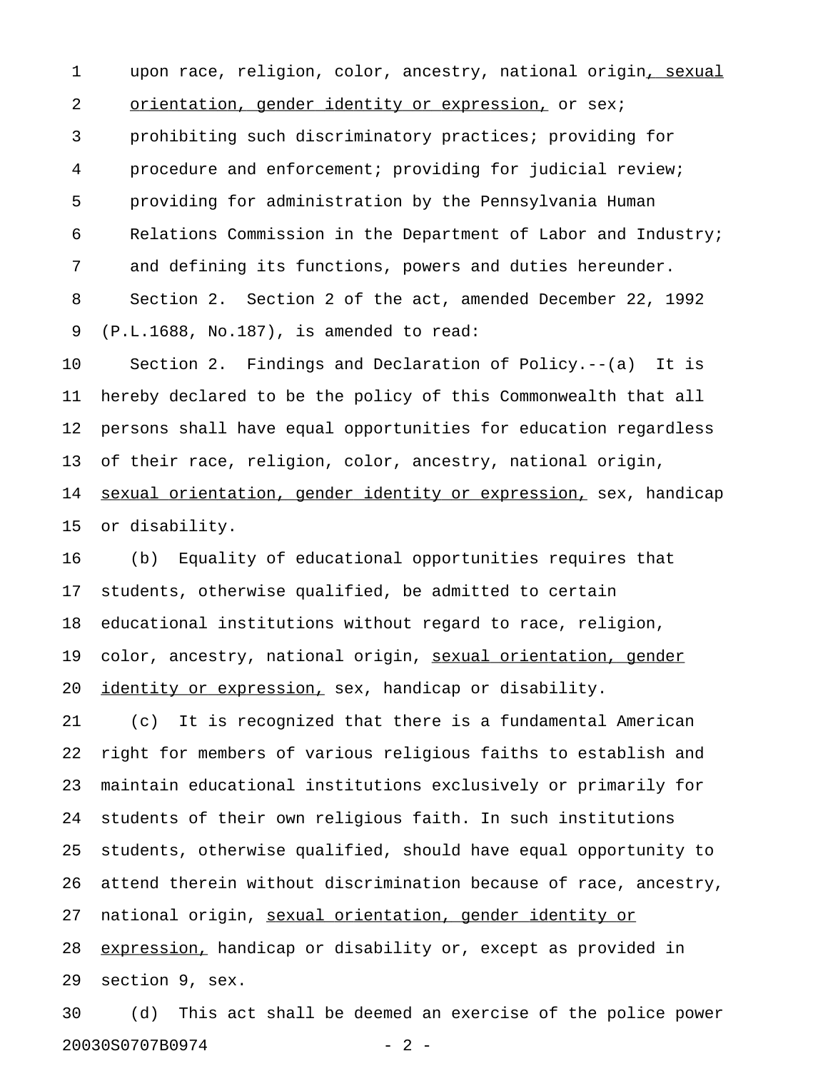upon race, religion, color, ancestry, national origin, sexual orientation, gender identity or expression, or sex; prohibiting such discriminatory practices; providing for procedure and enforcement; providing for judicial review; providing for administration by the Pennsylvania Human Relations Commission in the Department of Labor and Industry; and defining its functions, powers and duties hereunder.

Section 2. Section 2 of the act, amended December 22, 1992 (P.L.1688, No.187), is amended to read:

Section 2. Findings and Declaration of Policy.--(a) It is hereby declared to be the policy of this Commonwealth that all persons shall have equal opportunities for education regardless of their race, religion, color, ancestry, national origin, sexual orientation, gender identity or expression, sex, handicap or disability.

(b) Equality of educational opportunities requires that students, otherwise qualified, be admitted to certain educational institutions without regard to race, religion, color, ancestry, national origin, sexual orientation, gender identity or expression, sex, handicap or disability.

(c) It is recognized that there is a fundamental American right for members of various religious faiths to establish and maintain educational institutions exclusively or primarily for students of their own religious faith. In such institutions students, otherwise qualified, should have equal opportunity to attend therein without discrimination because of race, ancestry, national origin, sexual orientation, gender identity or expression, handicap or disability or, except as provided in section 9, sex.

(d) This act shall be deemed an exercise of the police power

20030S0707B0974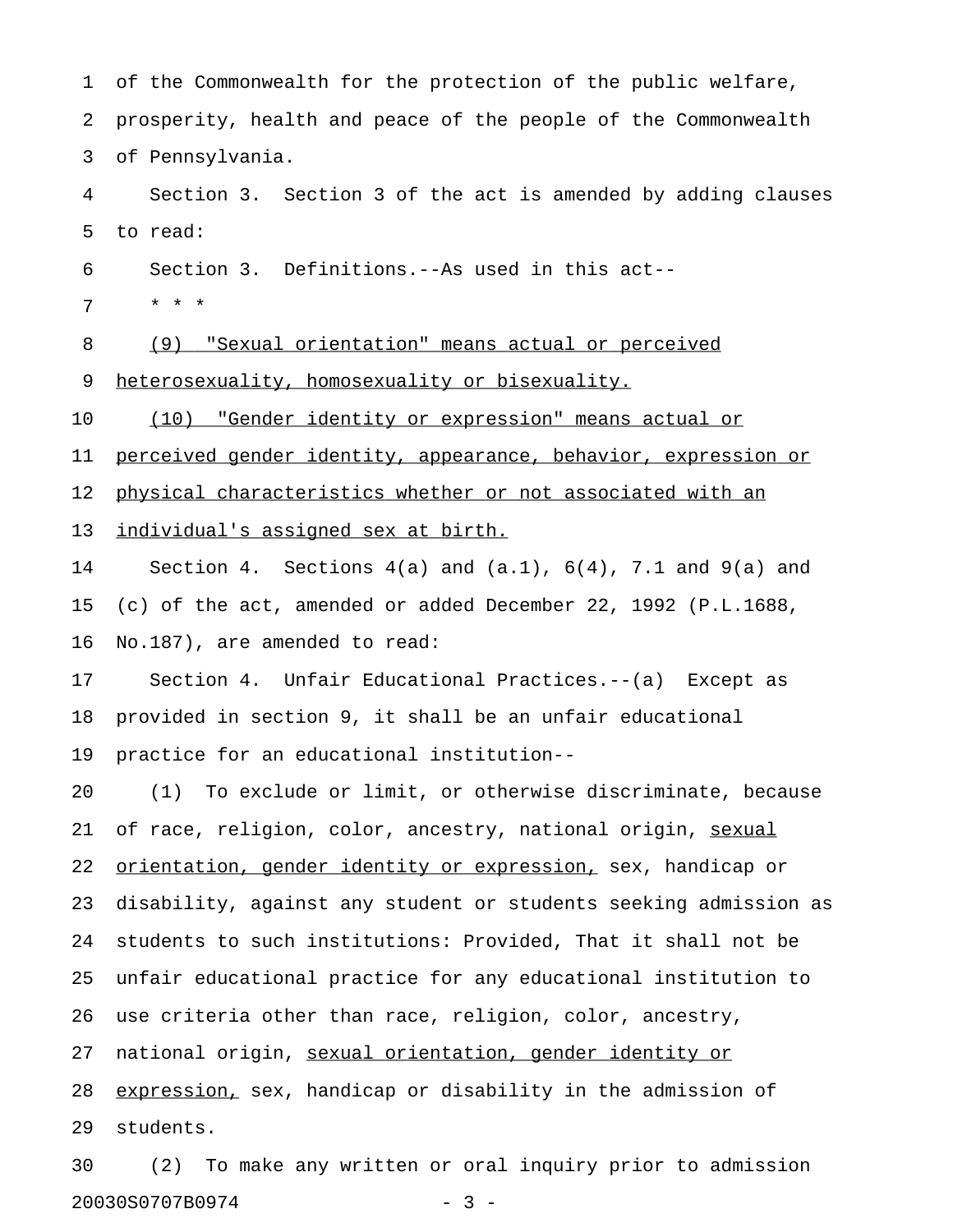of the Commonwealth for the protection of the public welfare, prosperity, health and peace of the people of the Commonwealth of Pennsylvania.

Section 3. Section 3 of the act is amended by adding clauses to read:

Section 3. Definitions.--As used in this act--

* * *

<u>(9) "Sexual orientation" means actual or perceived heterosexuality, homosexuality or bisexuality.</u>

<u>(10) "Gender identity or expression" means actual or perceived gender identity, appearance, behavior, expression or physical characteristics whether or not associated with an individual's assigned sex at birth.</u>

Section 4. Sections 4(a) and (a.1), 6(4), 7.1 and 9(a) and (c) of the act, amended or added December 22, 1992 (P.L.1688, No.187), are amended to read:

Section 4. Unfair Educational Practices.--(a) Except as provided in section 9, it shall be an unfair educational practice for an educational institution--

(1) To exclude or limit, or otherwise discriminate, because of race, religion, color, ancestry, national origin, <u>sexual orientation, gender identity or expression,</u> sex, handicap or disability, against any student or students seeking admission as students to such institutions: Provided, That it shall not be unfair educational practice for any educational institution to use criteria other than race, religion, color, ancestry, national origin, <u>sexual orientation, gender identity or expression,</u> sex, handicap or disability in the admission of students.

(2) To make any written or oral inquiry prior to admission

20030S0707B0974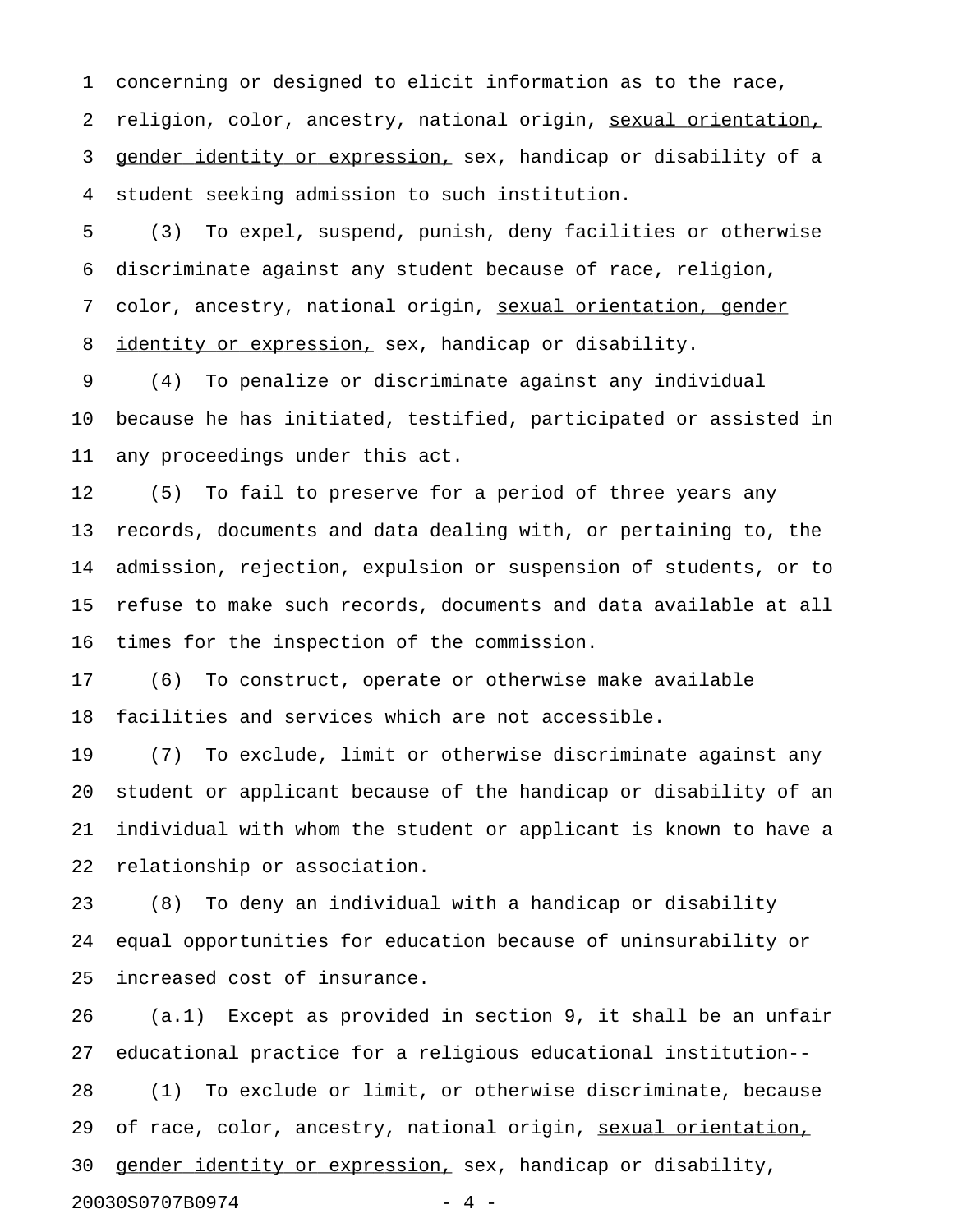concerning or designed to elicit information as to the race, religion, color, ancestry, national origin, <u>sexual orientation, gender identity or expression,</u> sex, handicap or disability of a student seeking admission to such institution.

(3) To expel, suspend, punish, deny facilities or otherwise discriminate against any student because of race, religion, color, ancestry, national origin, <u>sexual orientation, gender identity or expression,</u> sex, handicap or disability.

(4) To penalize or discriminate against any individual because he has initiated, testified, participated or assisted in any proceedings under this act.

(5) To fail to preserve for a period of three years any records, documents and data dealing with, or pertaining to, the admission, rejection, expulsion or suspension of students, or to refuse to make such records, documents and data available at all times for the inspection of the commission.

(6) To construct, operate or otherwise make available facilities and services which are not accessible.

(7) To exclude, limit or otherwise discriminate against any student or applicant because of the handicap or disability of an individual with whom the student or applicant is known to have a relationship or association.

(8) To deny an individual with a handicap or disability equal opportunities for education because of uninsurability or increased cost of insurance.

(a.1) Except as provided in section 9, it shall be an unfair educational practice for a religious educational institution--

(1) To exclude or limit, or otherwise discriminate, because of race, color, ancestry, national origin, <u>sexual orientation, gender identity or expression,</u> sex, handicap or disability,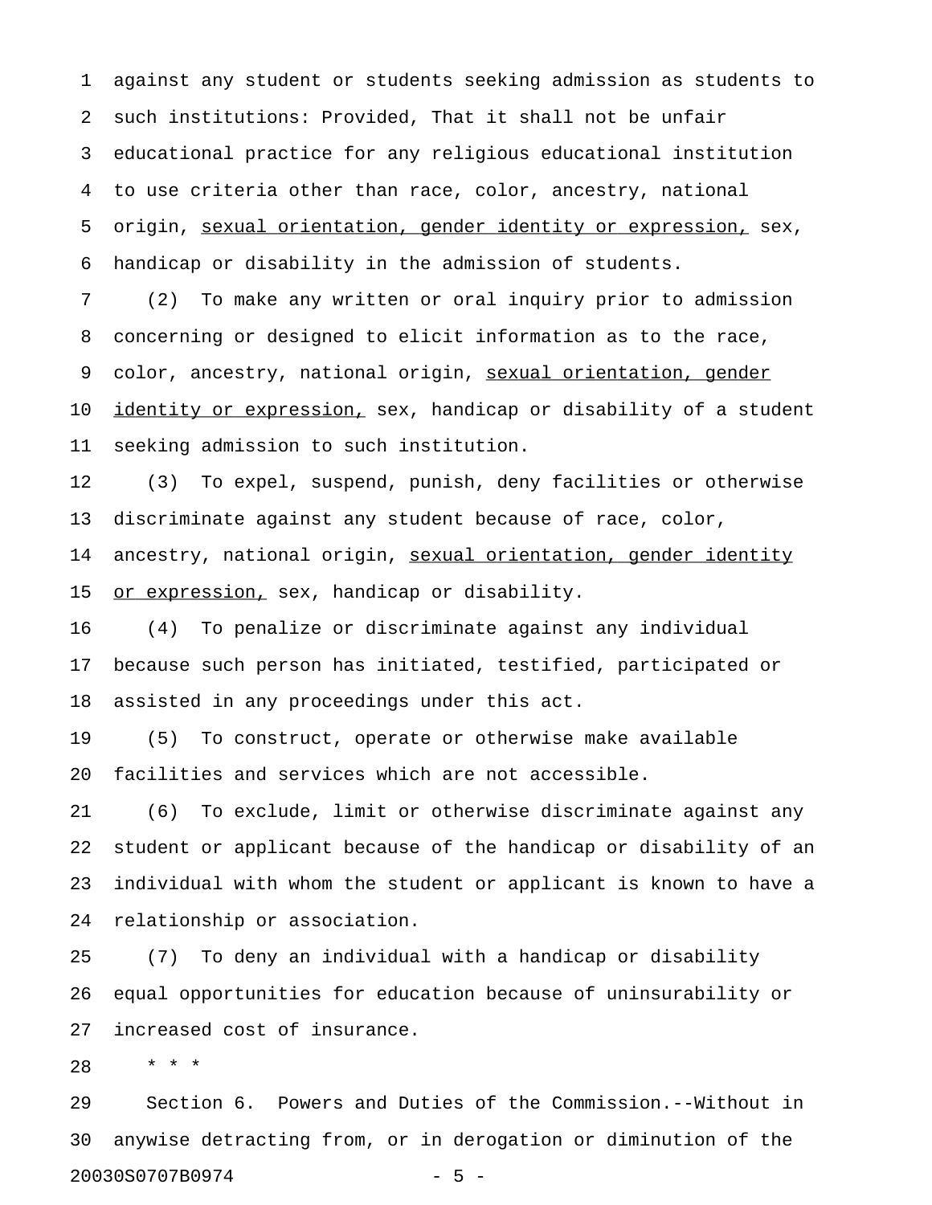against any student or students seeking admission as students to such institutions: Provided, That it shall not be unfair educational practice for any religious educational institution to use criteria other than race, color, ancestry, national origin, <u>sexual orientation, gender identity or expression,</u> sex, handicap or disability in the admission of students.

(2) To make any written or oral inquiry prior to admission concerning or designed to elicit information as to the race, color, ancestry, national origin, <u>sexual orientation, gender identity or expression,</u> sex, handicap or disability of a student seeking admission to such institution.

(3) To expel, suspend, punish, deny facilities or otherwise discriminate against any student because of race, color, ancestry, national origin, <u>sexual orientation, gender identity or expression,</u> sex, handicap or disability.

(4) To penalize or discriminate against any individual because such person has initiated, testified, participated or assisted in any proceedings under this act.

(5) To construct, operate or otherwise make available facilities and services which are not accessible.

(6) To exclude, limit or otherwise discriminate against any student or applicant because of the handicap or disability of an individual with whom the student or applicant is known to have a relationship or association.

(7) To deny an individual with a handicap or disability equal opportunities for education because of uninsurability or increased cost of insurance.

\* \* \*

Section 6. Powers and Duties of the Commission.--Without in anywise detracting from, or in derogation or diminution of the

20030S0707B0974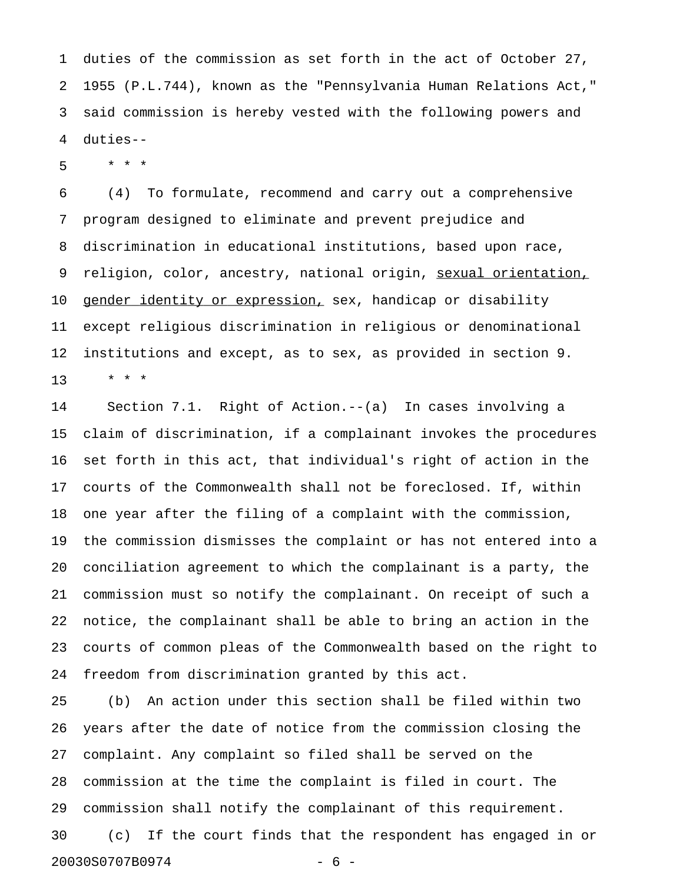duties of the commission as set forth in the act of October 27, 1955 (P.L.744), known as the "Pennsylvania Human Relations Act," said commission is hereby vested with the following powers and duties--

\* \* \*

(4) To formulate, recommend and carry out a comprehensive program designed to eliminate and prevent prejudice and discrimination in educational institutions, based upon race, religion, color, ancestry, national origin, <u>sexual orientation, gender identity or expression,</u> sex, handicap or disability except religious discrimination in religious or denominational institutions and except, as to sex, as provided in section 9.

\* \* \*

Section 7.1. Right of Action.--(a) In cases involving a claim of discrimination, if a complainant invokes the procedures set forth in this act, that individual's right of action in the courts of the Commonwealth shall not be foreclosed. If, within one year after the filing of a complaint with the commission, the commission dismisses the complaint or has not entered into a conciliation agreement to which the complainant is a party, the commission must so notify the complainant. On receipt of such a notice, the complainant shall be able to bring an action in the courts of common pleas of the Commonwealth based on the right to freedom from discrimination granted by this act.

(b) An action under this section shall be filed within two years after the date of notice from the commission closing the complaint. Any complaint so filed shall be served on the commission at the time the complaint is filed in court. The commission shall notify the complainant of this requirement.

(c) If the court finds that the respondent has engaged in or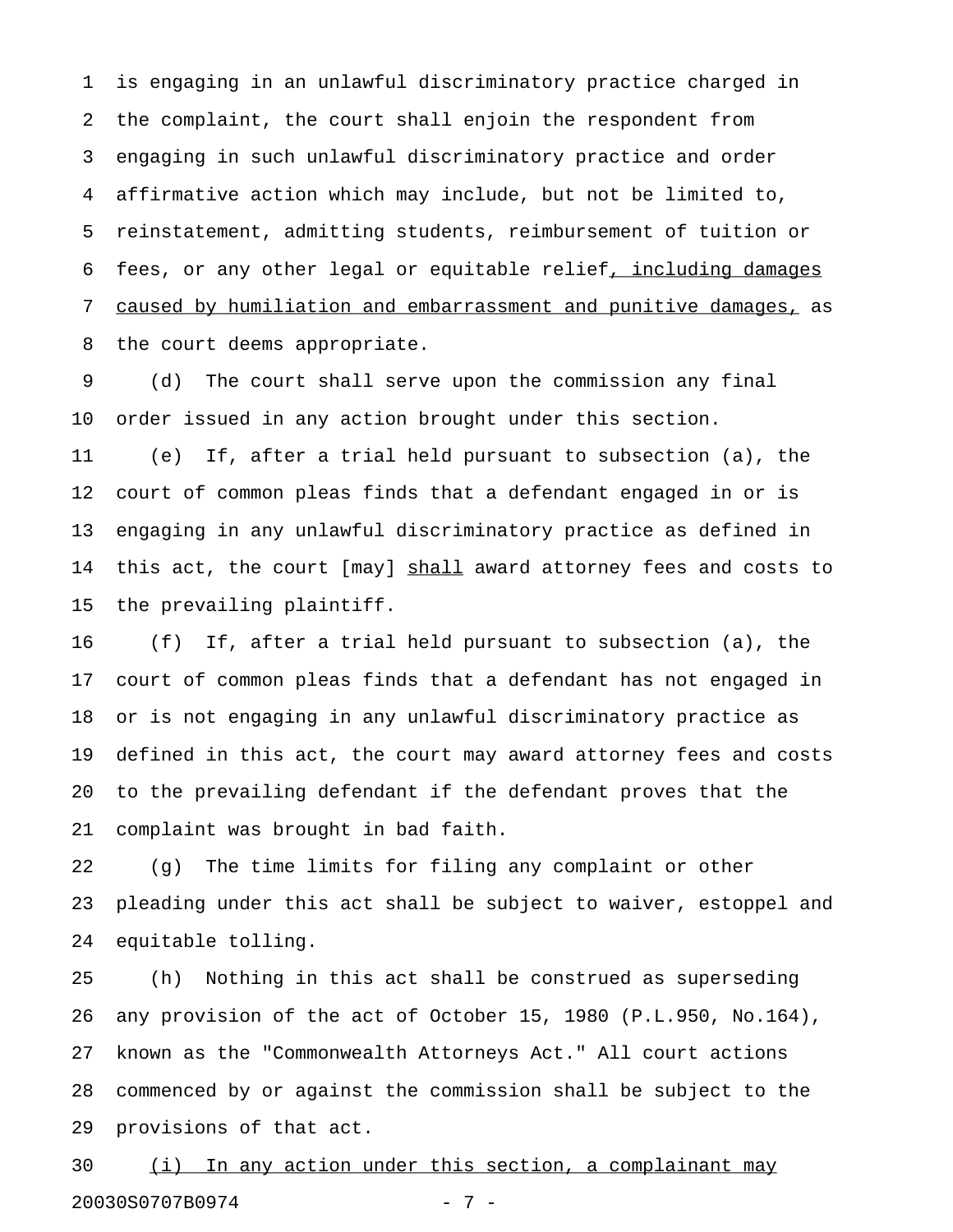is engaging in an unlawful discriminatory practice charged in the complaint, the court shall enjoin the respondent from engaging in such unlawful discriminatory practice and order affirmative action which may include, but not be limited to, reinstatement, admitting students, reimbursement of tuition or fees, or any other legal or equitable relief<u>, including damages caused by humiliation and embarrassment and punitive damages,</u> as the court deems appropriate.

(d) The court shall serve upon the commission any final order issued in any action brought under this section.

(e) If, after a trial held pursuant to subsection (a), the court of common pleas finds that a defendant engaged in or is engaging in any unlawful discriminatory practice as defined in this act, the court [may] <u>shall</u> award attorney fees and costs to the prevailing plaintiff.

(f) If, after a trial held pursuant to subsection (a), the court of common pleas finds that a defendant has not engaged in or is not engaging in any unlawful discriminatory practice as defined in this act, the court may award attorney fees and costs to the prevailing defendant if the defendant proves that the complaint was brought in bad faith.

(g) The time limits for filing any complaint or other pleading under this act shall be subject to waiver, estoppel and equitable tolling.

(h) Nothing in this act shall be construed as superseding any provision of the act of October 15, 1980 (P.L.950, No.164), known as the "Commonwealth Attorneys Act." All court actions commenced by or against the commission shall be subject to the provisions of that act.

<u>(i) In any action under this section, a complainant may</u>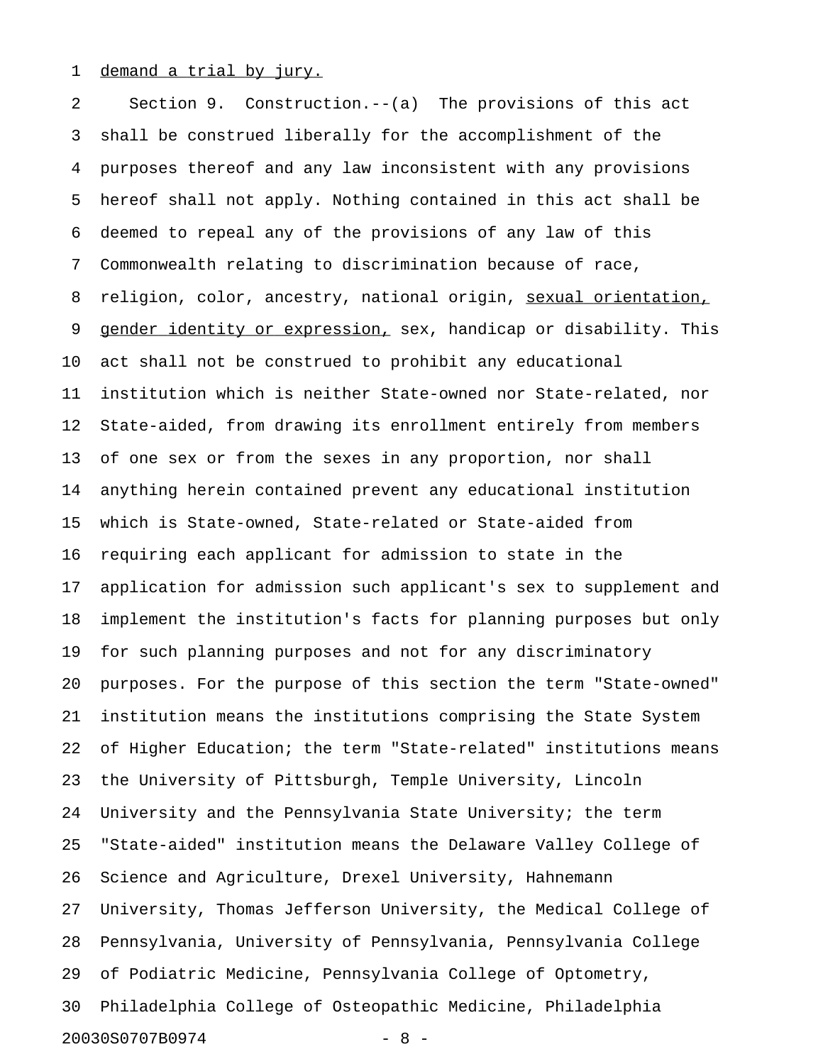demand a trial by jury.

Section 9. Construction.--(a) The provisions of this act shall be construed liberally for the accomplishment of the purposes thereof and any law inconsistent with any provisions hereof shall not apply. Nothing contained in this act shall be deemed to repeal any of the provisions of any law of this Commonwealth relating to discrimination because of race, religion, color, ancestry, national origin, sexual orientation, gender identity or expression, sex, handicap or disability. This act shall not be construed to prohibit any educational institution which is neither State-owned nor State-related, nor State-aided, from drawing its enrollment entirely from members of one sex or from the sexes in any proportion, nor shall anything herein contained prevent any educational institution which is State-owned, State-related or State-aided from requiring each applicant for admission to state in the application for admission such applicant's sex to supplement and implement the institution's facts for planning purposes but only for such planning purposes and not for any discriminatory purposes. For the purpose of this section the term "State-owned" institution means the institutions comprising the State System of Higher Education; the term "State-related" institutions means the University of Pittsburgh, Temple University, Lincoln University and the Pennsylvania State University; the term "State-aided" institution means the Delaware Valley College of Science and Agriculture, Drexel University, Hahnemann University, Thomas Jefferson University, the Medical College of Pennsylvania, University of Pennsylvania, Pennsylvania College of Podiatric Medicine, Pennsylvania College of Optometry, Philadelphia College of Osteopathic Medicine, Philadelphia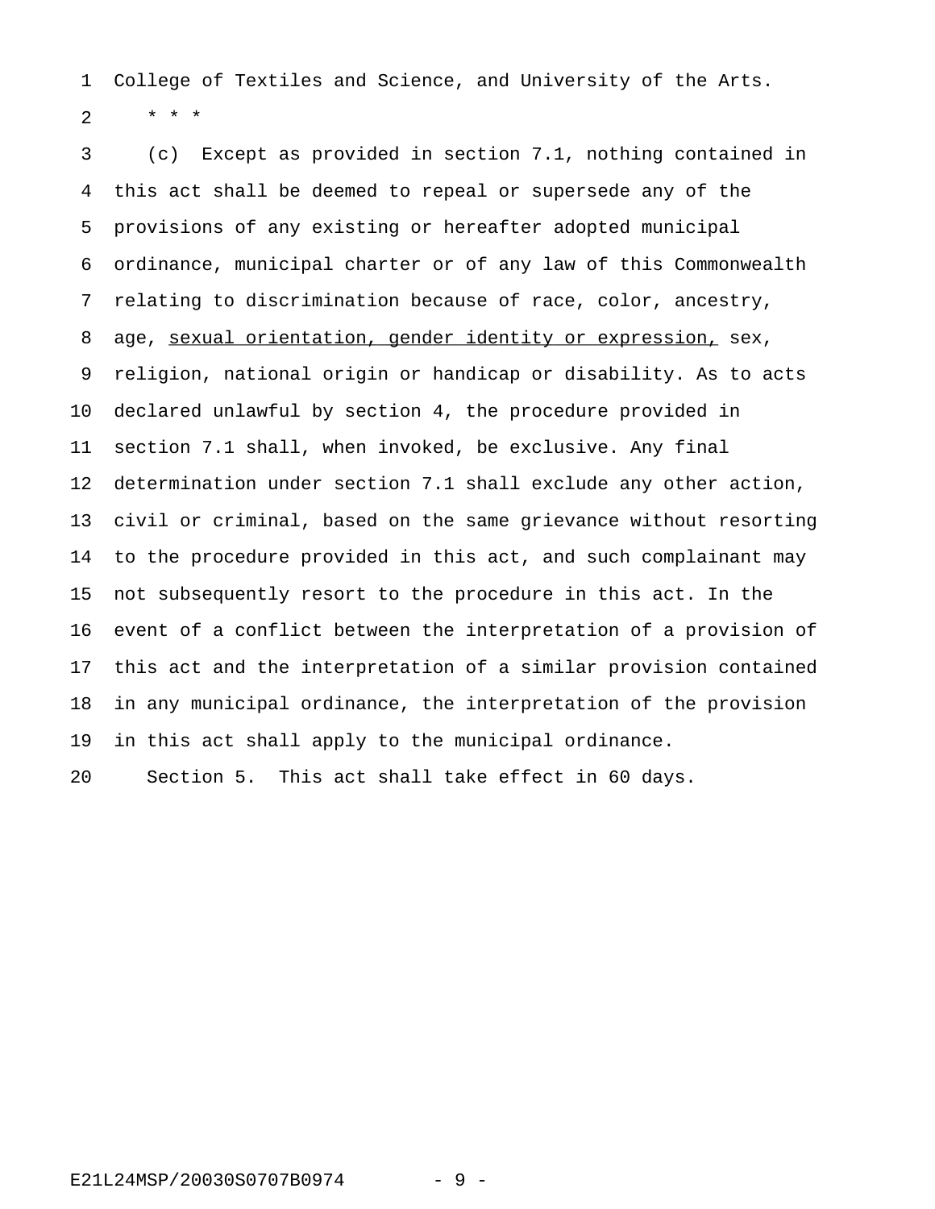College of Textiles and Science, and University of the Arts.

* * *

(c) Except as provided in section 7.1, nothing contained in this act shall be deemed to repeal or supersede any of the provisions of any existing or hereafter adopted municipal ordinance, municipal charter or of any law of this Commonwealth relating to discrimination because of race, color, ancestry, age, <u>sexual orientation, gender identity or expression,</u> sex, religion, national origin or handicap or disability. As to acts declared unlawful by section 4, the procedure provided in section 7.1 shall, when invoked, be exclusive. Any final determination under section 7.1 shall exclude any other action, civil or criminal, based on the same grievance without resorting to the procedure provided in this act, and such complainant may not subsequently resort to the procedure in this act. In the event of a conflict between the interpretation of a provision of this act and the interpretation of a similar provision contained in any municipal ordinance, the interpretation of the provision in this act shall apply to the municipal ordinance.

Section 5. This act shall take effect in 60 days.